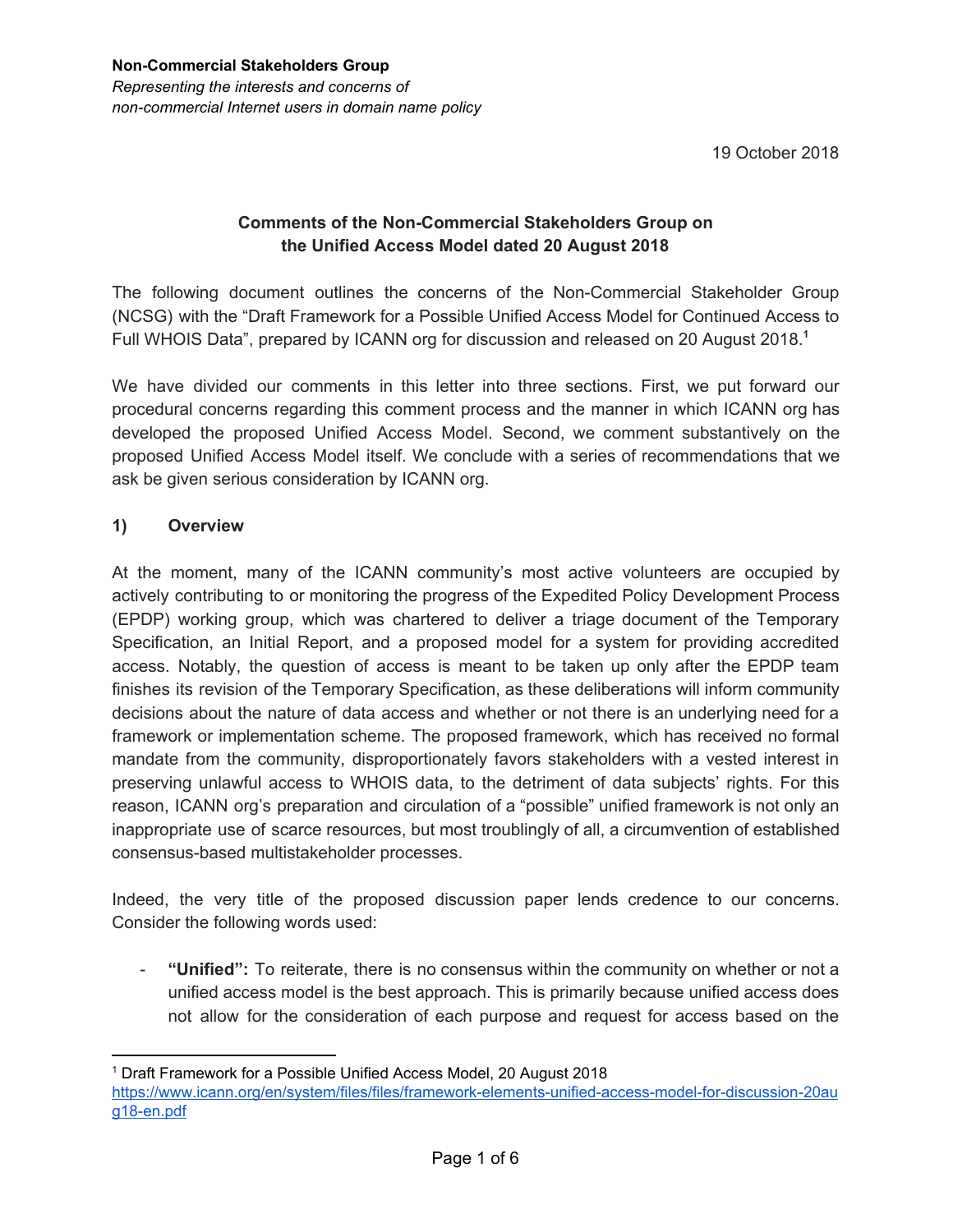**Non-Commercial Stakeholders Group**
*Representing the interests and concerns of non-commercial Internet users in domain name policy*

19 October 2018

## Comments of the Non-Commercial Stakeholders Group on the Unified Access Model dated 20 August 2018

The following document outlines the concerns of the Non-Commercial Stakeholder Group (NCSG) with the "Draft Framework for a Possible Unified Access Model for Continued Access to Full WHOIS Data", prepared by ICANN org for discussion and released on 20 August 2018.[1]

We have divided our comments in this letter into three sections. First, we put forward our procedural concerns regarding this comment process and the manner in which ICANN org has developed the proposed Unified Access Model. Second, we comment substantively on the proposed Unified Access Model itself. We conclude with a series of recommendations that we ask be given serious consideration by ICANN org.

### 1) Overview

At the moment, many of the ICANN community's most active volunteers are occupied by actively contributing to or monitoring the progress of the Expedited Policy Development Process (EPDP) working group, which was chartered to deliver a triage document of the Temporary Specification, an Initial Report, and a proposed model for a system for providing accredited access. Notably, the question of access is meant to be taken up only after the EPDP team finishes its revision of the Temporary Specification, as these deliberations will inform community decisions about the nature of data access and whether or not there is an underlying need for a framework or implementation scheme. The proposed framework, which has received no formal mandate from the community, disproportionately favors stakeholders with a vested interest in preserving unlawful access to WHOIS data, to the detriment of data subjects' rights. For this reason, ICANN org's preparation and circulation of a "possible" unified framework is not only an inappropriate use of scarce resources, but most troublingly of all, a circumvention of established consensus-based multistakeholder processes.

Indeed, the very title of the proposed discussion paper lends credence to our concerns. Consider the following words used:

- **"Unified":** To reiterate, there is no consensus within the community on whether or not a unified access model is the best approach. This is primarily because unified access does not allow for the consideration of each purpose and request for access based on the

---

[1] Draft Framework for a Possible Unified Access Model, 20 August 2018 https://www.icann.org/en/system/files/files/framework-elements-unified-access-model-for-discussion-20aug18-en.pdf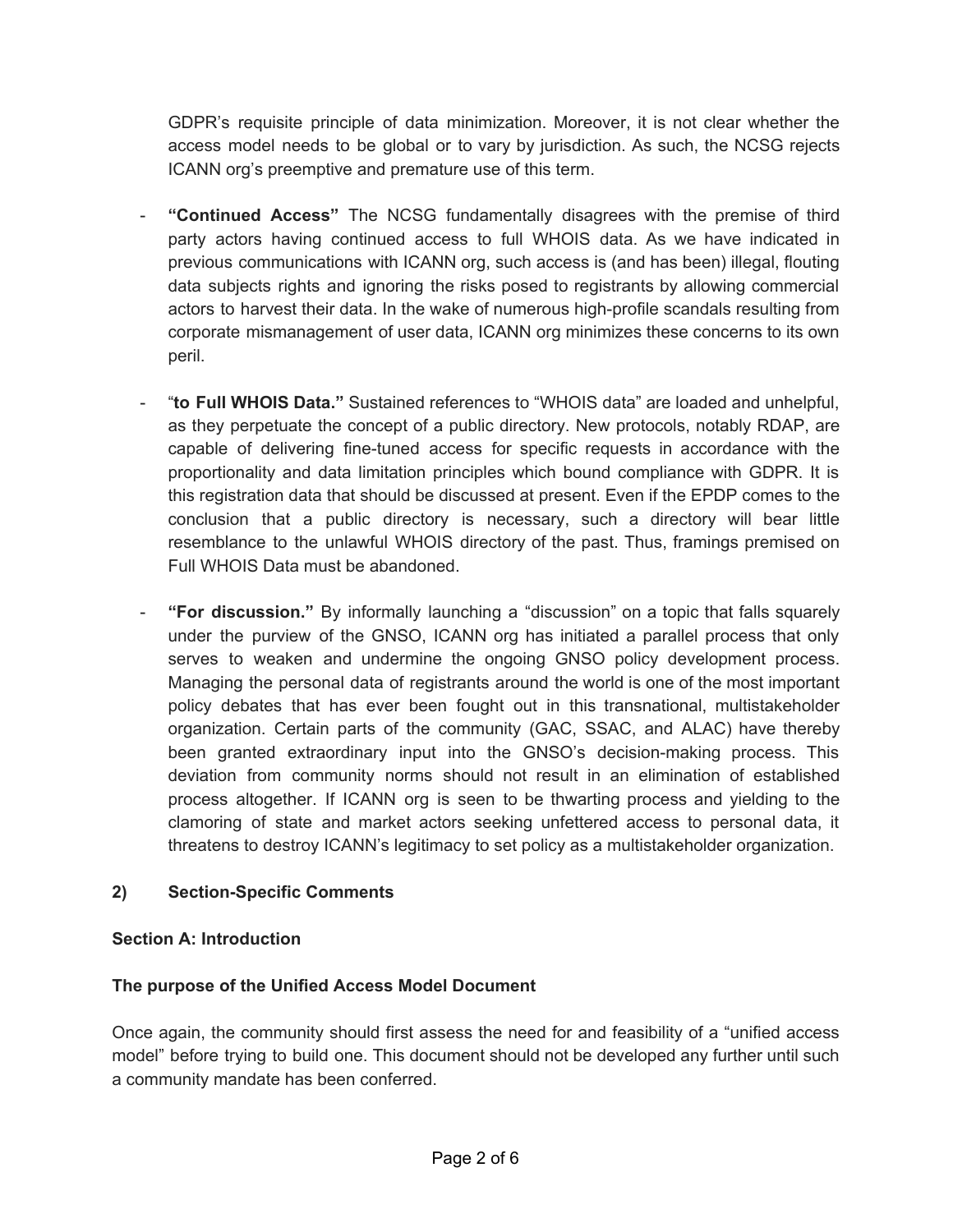GDPR's requisite principle of data minimization. Moreover, it is not clear whether the access model needs to be global or to vary by jurisdiction. As such, the NCSG rejects ICANN org's preemptive and premature use of this term.

- **"Continued Access"** The NCSG fundamentally disagrees with the premise of third party actors having continued access to full WHOIS data. As we have indicated in previous communications with ICANN org, such access is (and has been) illegal, flouting data subjects rights and ignoring the risks posed to registrants by allowing commercial actors to harvest their data. In the wake of numerous high-profile scandals resulting from corporate mismanagement of user data, ICANN org minimizes these concerns to its own peril.

- "**to Full WHOIS Data."** Sustained references to "WHOIS data" are loaded and unhelpful, as they perpetuate the concept of a public directory. New protocols, notably RDAP, are capable of delivering fine-tuned access for specific requests in accordance with the proportionality and data limitation principles which bound compliance with GDPR. It is this registration data that should be discussed at present. Even if the EPDP comes to the conclusion that a public directory is necessary, such a directory will bear little resemblance to the unlawful WHOIS directory of the past. Thus, framings premised on Full WHOIS Data must be abandoned.

- **"For discussion."** By informally launching a "discussion" on a topic that falls squarely under the purview of the GNSO, ICANN org has initiated a parallel process that only serves to weaken and undermine the ongoing GNSO policy development process. Managing the personal data of registrants around the world is one of the most important policy debates that has ever been fought out in this transnational, multistakeholder organization. Certain parts of the community (GAC, SSAC, and ALAC) have thereby been granted extraordinary input into the GNSO's decision-making process. This deviation from community norms should not result in an elimination of established process altogether. If ICANN org is seen to be thwarting process and yielding to the clamoring of state and market actors seeking unfettered access to personal data, it threatens to destroy ICANN's legitimacy to set policy as a multistakeholder organization.

## 2) Section-Specific Comments

### Section A: Introduction

### The purpose of the Unified Access Model Document

Once again, the community should first assess the need for and feasibility of a "unified access model" before trying to build one. This document should not be developed any further until such a community mandate has been conferred.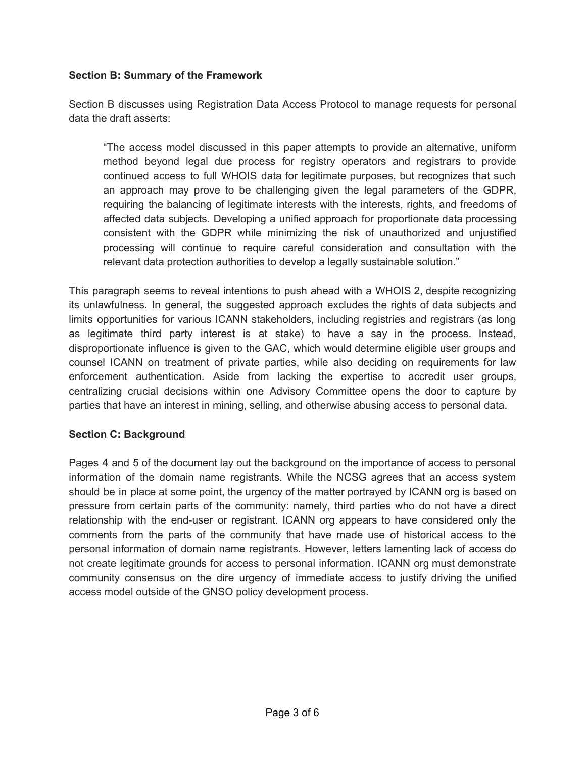**Section B: Summary of the Framework**

Section B discusses using Registration Data Access Protocol to manage requests for personal data the draft asserts:

> "The access model discussed in this paper attempts to provide an alternative, uniform method beyond legal due process for registry operators and registrars to provide continued access to full WHOIS data for legitimate purposes, but recognizes that such an approach may prove to be challenging given the legal parameters of the GDPR, requiring the balancing of legitimate interests with the interests, rights, and freedoms of affected data subjects. Developing a unified approach for proportionate data processing consistent with the GDPR while minimizing the risk of unauthorized and unjustified processing will continue to require careful consideration and consultation with the relevant data protection authorities to develop a legally sustainable solution."

This paragraph seems to reveal intentions to push ahead with a WHOIS 2, despite recognizing its unlawfulness. In general, the suggested approach excludes the rights of data subjects and limits opportunities for various ICANN stakeholders, including registries and registrars (as long as legitimate third party interest is at stake) to have a say in the process. Instead, disproportionate influence is given to the GAC, which would determine eligible user groups and counsel ICANN on treatment of private parties, while also deciding on requirements for law enforcement authentication. Aside from lacking the expertise to accredit user groups, centralizing crucial decisions within one Advisory Committee opens the door to capture by parties that have an interest in mining, selling, and otherwise abusing access to personal data.

**Section C: Background**

Pages 4 and 5 of the document lay out the background on the importance of access to personal information of the domain name registrants. While the NCSG agrees that an access system should be in place at some point, the urgency of the matter portrayed by ICANN org is based on pressure from certain parts of the community: namely, third parties who do not have a direct relationship with the end-user or registrant. ICANN org appears to have considered only the comments from the parts of the community that have made use of historical access to the personal information of domain name registrants. However, letters lamenting lack of access do not create legitimate grounds for access to personal information. ICANN org must demonstrate community consensus on the dire urgency of immediate access to justify driving the unified access model outside of the GNSO policy development process.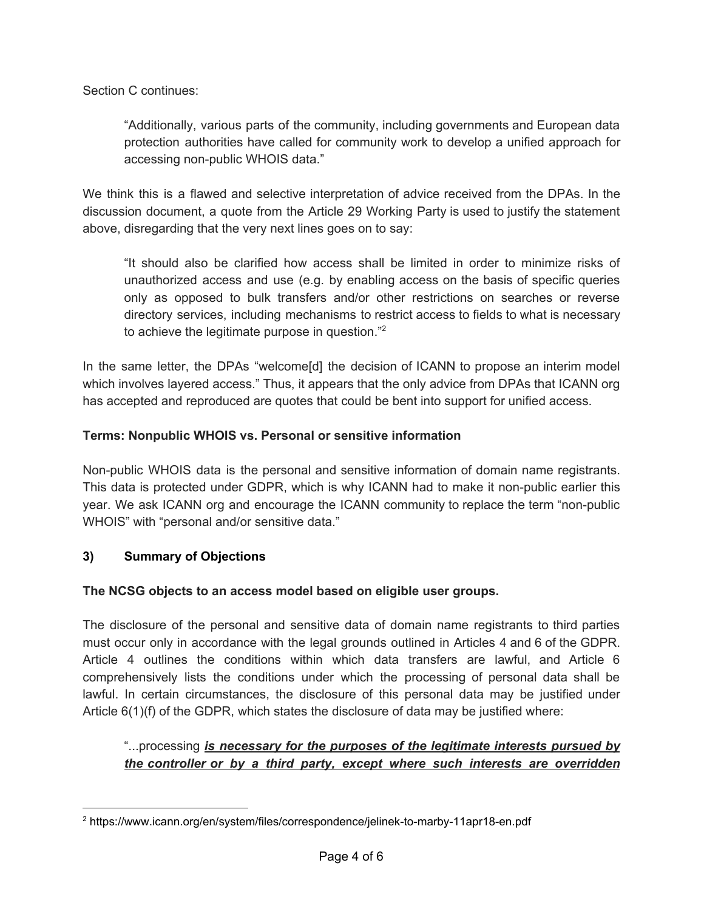Section C continues:

> "Additionally, various parts of the community, including governments and European data protection authorities have called for community work to develop a unified approach for accessing non-public WHOIS data."

We think this is a flawed and selective interpretation of advice received from the DPAs. In the discussion document, a quote from the Article 29 Working Party is used to justify the statement above, disregarding that the very next lines goes on to say:

> "It should also be clarified how access shall be limited in order to minimize risks of unauthorized access and use (e.g. by enabling access on the basis of specific queries only as opposed to bulk transfers and/or other restrictions on searches or reverse directory services, including mechanisms to restrict access to fields to what is necessary to achieve the legitimate purpose in question."[2]

In the same letter, the DPAs "welcome[d] the decision of ICANN to propose an interim model which involves layered access." Thus, it appears that the only advice from DPAs that ICANN org has accepted and reproduced are quotes that could be bent into support for unified access.

**Terms: Nonpublic WHOIS vs. Personal or sensitive information**

Non-public WHOIS data is the personal and sensitive information of domain name registrants. This data is protected under GDPR, which is why ICANN had to make it non-public earlier this year. We ask ICANN org and encourage the ICANN community to replace the term "non-public WHOIS" with "personal and/or sensitive data."

## 3) Summary of Objections

**The NCSG objects to an access model based on eligible user groups.**

The disclosure of the personal and sensitive data of domain name registrants to third parties must occur only in accordance with the legal grounds outlined in Articles 4 and 6 of the GDPR. Article 4 outlines the conditions within which data transfers are lawful, and Article 6 comprehensively lists the conditions under which the processing of personal data shall be lawful. In certain circumstances, the disclosure of this personal data may be justified under Article 6(1)(f) of the GDPR, which states the disclosure of data may be justified where:

> "...processing ***is necessary for the purposes of the legitimate interests pursued by the controller or by a third party, except where such interests are overridden***

[2] https://www.icann.org/en/system/files/correspondence/jelinek-to-marby-11apr18-en.pdf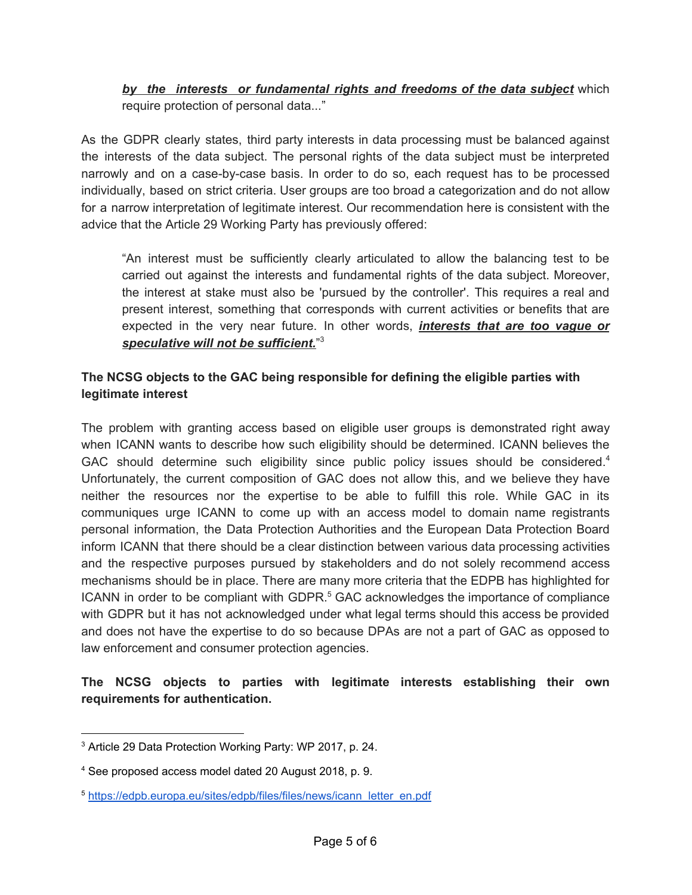> ***by the interests or fundamental rights and freedoms of the data subject*** which require protection of personal data..."

As the GDPR clearly states, third party interests in data processing must be balanced against the interests of the data subject. The personal rights of the data subject must be interpreted narrowly and on a case-by-case basis. In order to do so, each request has to be processed individually, based on strict criteria. User groups are too broad a categorization and do not allow for a narrow interpretation of legitimate interest. Our recommendation here is consistent with the advice that the Article 29 Working Party has previously offered:

> "An interest must be sufficiently clearly articulated to allow the balancing test to be carried out against the interests and fundamental rights of the data subject. Moreover, the interest at stake must also be 'pursued by the controller'. This requires a real and present interest, something that corresponds with current activities or benefits that are expected in the very near future. In other words, ***interests that are too vague or speculative will not be sufficient.***"[3]

**The NCSG objects to the GAC being responsible for defining the eligible parties with legitimate interest**

The problem with granting access based on eligible user groups is demonstrated right away when ICANN wants to describe how such eligibility should be determined. ICANN believes the GAC should determine such eligibility since public policy issues should be considered.[4] Unfortunately, the current composition of GAC does not allow this, and we believe they have neither the resources nor the expertise to be able to fulfill this role. While GAC in its communiques urge ICANN to come up with an access model to domain name registrants personal information, the Data Protection Authorities and the European Data Protection Board inform ICANN that there should be a clear distinction between various data processing activities and the respective purposes pursued by stakeholders and do not solely recommend access mechanisms should be in place. There are many more criteria that the EDPB has highlighted for ICANN in order to be compliant with GDPR.[5] GAC acknowledges the importance of compliance with GDPR but it has not acknowledged under what legal terms should this access be provided and does not have the expertise to do so because DPAs are not a part of GAC as opposed to law enforcement and consumer protection agencies.

**The NCSG objects to parties with legitimate interests establishing their own requirements for authentication.**

---

[3] Article 29 Data Protection Working Party: WP 2017, p. 24.

[4] See proposed access model dated 20 August 2018, p. 9.

[5] https://edpb.europa.eu/sites/edpb/files/files/news/icann_letter_en.pdf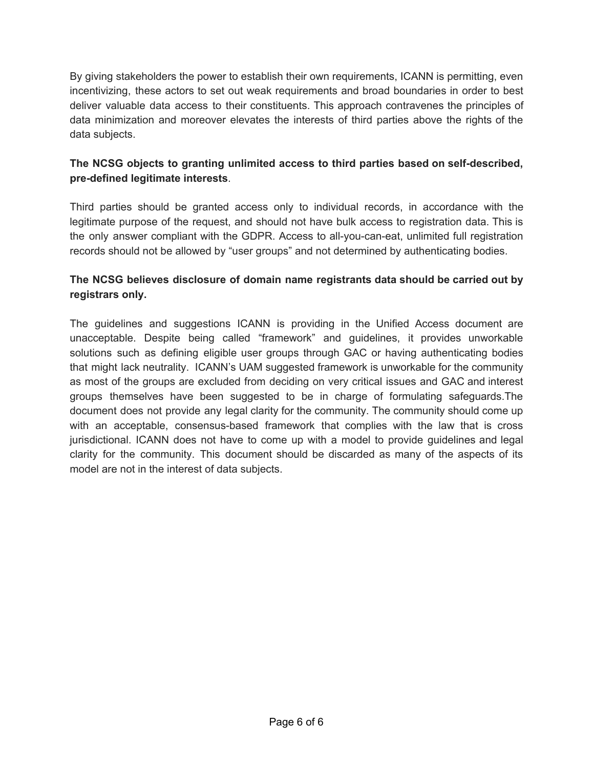By giving stakeholders the power to establish their own requirements, ICANN is permitting, even incentivizing, these actors to set out weak requirements and broad boundaries in order to best deliver valuable data access to their constituents. This approach contravenes the principles of data minimization and moreover elevates the interests of third parties above the rights of the data subjects.

**The NCSG objects to granting unlimited access to third parties based on self-described, pre-defined legitimate interests**.

Third parties should be granted access only to individual records, in accordance with the legitimate purpose of the request, and should not have bulk access to registration data. This is the only answer compliant with the GDPR. Access to all-you-can-eat, unlimited full registration records should not be allowed by "user groups" and not determined by authenticating bodies.

**The NCSG believes disclosure of domain name registrants data should be carried out by registrars only.**

The guidelines and suggestions ICANN is providing in the Unified Access document are unacceptable. Despite being called "framework" and guidelines, it provides unworkable solutions such as defining eligible user groups through GAC or having authenticating bodies that might lack neutrality. ICANN's UAM suggested framework is unworkable for the community as most of the groups are excluded from deciding on very critical issues and GAC and interest groups themselves have been suggested to be in charge of formulating safeguards.The document does not provide any legal clarity for the community. The community should come up with an acceptable, consensus-based framework that complies with the law that is cross jurisdictional. ICANN does not have to come up with a model to provide guidelines and legal clarity for the community. This document should be discarded as many of the aspects of its model are not in the interest of data subjects.